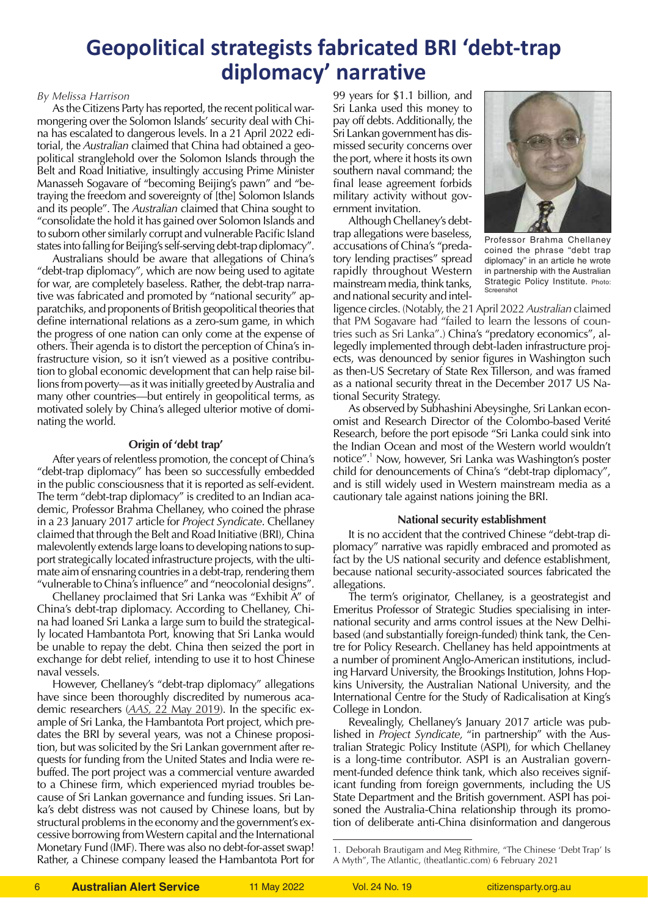# Geopolitical strategists fabricated BRI 'debt-trap diplomacy' narrative

*By Melissa Harrison*

As the Citizens Party has reported, the recent political warmongering over the Solomon Islands' security deal with China has escalated to dangerous levels. In a 21 April 2022 editorial, the *Australian* claimed that China had obtained a geopolitical stranglehold over the Solomon Islands through the Belt and Road Initiative, insultingly accusing Prime Minister Manasseh Sogavare of "becoming Beijing's pawn" and "betraying the freedom and sovereignty of [the] Solomon Islands and its people". The *Australian* claimed that China sought to "consolidate the hold it has gained over Solomon Islands and to suborn other similarly corrupt and vulnerable Pacific Island states into falling for Beijing's self-serving debt-trap diplomacy".

Australians should be aware that allegations of China's "debt-trap diplomacy", which are now being used to agitate for war, are completely baseless. Rather, the debt-trap narrative was fabricated and promoted by "national security" apparatchiks, and proponents of British geopolitical theories that define international relations as a zero-sum game, in which the progress of one nation can only come at the expense of others. Their agenda is to distort the perception of China's infrastructure vision, so it isn't viewed as a positive contribution to global economic development that can help raise billions from poverty—as it was initially greeted by Australia and many other countries—but entirely in geopolitical terms, as motivated solely by China's alleged ulterior motive of dominating the world.

### Origin of 'debt trap'

After years of relentless promotion, the concept of China's "debt-trap diplomacy" has been so successfully embedded in the public consciousness that it is reported as self-evident. The term "debt-trap diplomacy" is credited to an Indian academic, Professor Brahma Chellaney, who coined the phrase in a 23 January 2017 article for *Project Syndicate*. Chellaney claimed that through the Belt and Road Initiative (BRI), China malevolently extends large loans to developing nations to support strategically located infrastructure projects, with the ultimate aim of ensnaring countries in a debt-trap, rendering them "vulnerable to China's influence" and "neocolonial designs".

Chellaney proclaimed that Sri Lanka was "Exhibit A" of China's debt-trap diplomacy. According to Chellaney, China had loaned Sri Lanka a large sum to build the strategically located Hambantota Port, knowing that Sri Lanka would be unable to repay the debt. China then seized the port in exchange for debt relief, intending to use it to host Chinese naval vessels.

However, Chellaney's "debt-trap diplomacy" allegations have since been thoroughly discredited by numerous academic researchers (*AAS*, 22 May 2019). In the specific example of Sri Lanka, the Hambantota Port project, which predates the BRI by several years, was not a Chinese proposition, but was solicited by the Sri Lankan government after requests for funding from the United States and India were rebuffed. The port project was a commercial venture awarded to a Chinese firm, which experienced myriad troubles because of Sri Lankan governance and funding issues. Sri Lanka's debt distress was not caused by Chinese loans, but by structural problems in the economy and the government's excessive borrowing from Western capital and the International Monetary Fund (IMF). There was also no debt-for-asset swap! Rather, a Chinese company leased the Hambantota Port for 99 years for $1.1 billion, and Sri Lanka used this money to pay off debts. Additionally, the Sri Lankan government has dismissed security concerns over the port, where it hosts its own southern naval command; the final lease agreement forbids military activity without government invitation.

Professor Brahma Chellaney coined the phrase "debt trap diplomacy" in an article he wrote in partnership with the Australian Strategic Policy Institute. Photo: Screenshot

Although Chellaney's debt-trap allegations were baseless, accusations of China's "predatory lending practises" spread rapidly throughout Western mainstream media, think tanks, and national security and intelligence circles. (Notably, the 21 April 2022 *Australian* claimed that PM Sogavare had "failed to learn the lessons of countries such as Sri Lanka".) China's "predatory economics", allegedly implemented through debt-laden infrastructure projects, was denounced by senior figures in Washington such as then-US Secretary of State Rex Tillerson, and was framed as a national security threat in the December 2017 US National Security Strategy.

As observed by Subhashini Abeysinghe, Sri Lankan economist and Research Director of the Colombo-based Verité Research, before the port episode "Sri Lanka could sink into the Indian Ocean and most of the Western world wouldn't notice".[1] Now, however, Sri Lanka was Washington's poster child for denouncements of China's "debt-trap diplomacy", and is still widely used in Western mainstream media as a cautionary tale against nations joining the BRI.

### National security establishment

It is no accident that the contrived Chinese "debt-trap diplomacy" narrative was rapidly embraced and promoted as fact by the US national security and defence establishment, because national security-associated sources fabricated the allegations.

The term's originator, Chellaney, is a geostrategist and Emeritus Professor of Strategic Studies specialising in international security and arms control issues at the New Delhi-based (and substantially foreign-funded) think tank, the Centre for Policy Research. Chellaney has held appointments at a number of prominent Anglo-American institutions, including Harvard University, the Brookings Institution, Johns Hopkins University, the Australian National University, and the International Centre for the Study of Radicalisation at King's College in London.

Revealingly, Chellaney's January 2017 article was published in *Project Syndicate*, "in partnership" with the Australian Strategic Policy Institute (ASPI), for which Chellaney is a long-time contributor. ASPI is an Australian government-funded defence think tank, which also receives significant funding from foreign governments, including the US State Department and the British government. ASPI has poisoned the Australia-China relationship through its promotion of deliberate anti-China disinformation and dangerous

1. Deborah Brautigam and Meg Rithmire, "The Chinese 'Debt Trap' Is A Myth", The Atlantic, (theatlantic.com) 6 February 2021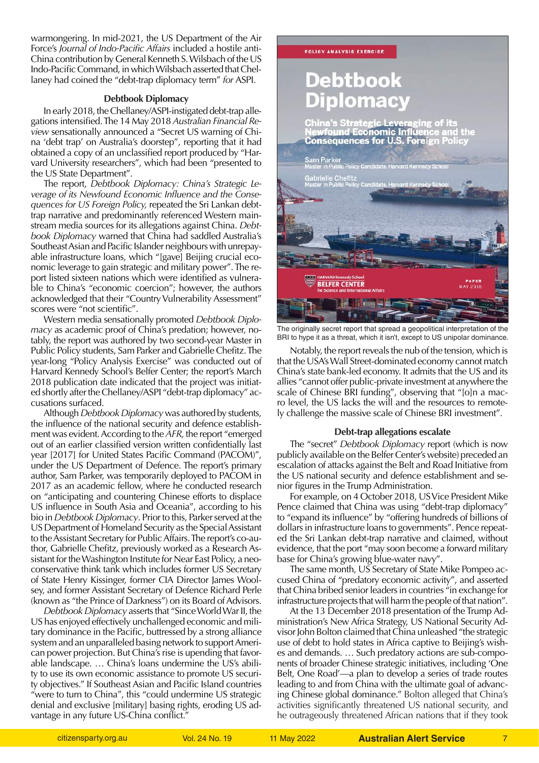warmongering. In mid-2021, the US Department of the Air Force's *Journal of Indo-Pacific Affairs* included a hostile anti-China contribution by General Kenneth S. Wilsbach of the US Indo-Pacific Command, in which Wilsbach asserted that Chellaney had coined the "debt-trap diplomacy term" *for* ASPI.

### Debtbook Diplomacy

In early 2018, the Chellaney/ASPI-instigated debt-trap allegations intensified. The 14 May 2018 *Australian Financial Review* sensationally announced a "Secret US warning of China 'debt trap' on Australia's doorstep", reporting that it had obtained a copy of an unclassified report produced by "Harvard University researchers", which had been "presented to the US State Department".

The report, *Debtbook Diplomacy: China's Strategic Leverage of its Newfound Economic Influence and the Consequences for US Foreign Policy,* repeated the Sri Lankan debt-trap narrative and predominantly referenced Western mainstream media sources for its allegations against China. *Debtbook Diplomacy* warned that China had saddled Australia's Southeast Asian and Pacific Islander neighbours with unrepayable infrastructure loans, which "[gave] Beijing crucial economic leverage to gain strategic and military power". The report listed sixteen nations which were identified as vulnerable to China's "economic coercion"; however, the authors acknowledged that their "Country Vulnerability Assessment" scores were "not scientific".

Western media sensationally promoted *Debtbook Diplomacy* as academic proof of China's predation; however, notably, the report was authored by two second-year Master in Public Policy students, Sam Parker and Gabrielle Chefitz. The year-long "Policy Analysis Exercise" was conducted out of Harvard Kennedy School's Belfer Center; the report's March 2018 publication date indicated that the project was initiated shortly after the Chellaney/ASPI "debt-trap diplomacy" accusations surfaced.

Although *Debtbook Diplomacy* was authored by students, the influence of the national security and defence establishment was evident. According to the *AFR,* the report "emerged out of an earlier classified version written confidentially last year [2017] for United States Pacific Command (PACOM)", under the US Department of Defence. The report's primary author, Sam Parker, was temporarily deployed to PACOM in 2017 as an academic fellow, where he conducted research on "anticipating and countering Chinese efforts to displace US influence in South Asia and Oceania", according to his bio in *Debtbook Diplomacy*. Prior to this, Parker served at the US Department of Homeland Security as the Special Assistant to the Assistant Secretary for Public Affairs. The report's co-author, Gabrielle Chefitz, previously worked as a Research Assistant for the Washington Institute for Near East Policy, a neoconservative think tank which includes former US Secretary of State Henry Kissinger, former CIA Director James Woolsey, and former Assistant Secretary of Defence Richard Perle (known as "the Prince of Darkness") on its Board of Advisors.

*Debtbook Diplomacy* asserts that "Since World War II, the US has enjoyed effectively unchallenged economic and military dominance in the Pacific, buttressed by a strong alliance system and an unparalleled basing network to support American power projection. But China's rise is upending that favorable landscape. … China's loans undermine the US's ability to use its own economic assistance to promote US security objectives." If Southeast Asian and Pacific Island countries "were to turn to China", this "could undermine US strategic denial and exclusive [military] basing rights, eroding US advantage in any future US-China conflict."

The originally secret report that spread a geopolitical interpretation of the BRI to hype it as a threat, which it isn't, except to US unipolar dominance.

Notably, the report reveals the nub of the tension, which is that the USA's Wall Street-dominated economy cannot match China's state bank-led economy. It admits that the US and its allies "cannot offer public-private investment at anywhere the scale of Chinese BRI funding", observing that "[o]n a macro level, the US lacks the will and the resources to remotely challenge the massive scale of Chinese BRI investment".

### Debt-trap allegations escalate

The "secret" *Debtbook Diplomacy* report (which is now publicly available on the Belfer Center's website) preceded an escalation of attacks against the Belt and Road Initiative from the US national security and defence establishment and senior figures in the Trump Administration.

For example, on 4 October 2018, US Vice President Mike Pence claimed that China was using "debt-trap diplomacy" to "expand its influence" by "offering hundreds of billions of dollars in infrastructure loans to governments". Pence repeated the Sri Lankan debt-trap narrative and claimed, without evidence, that the port "may soon become a forward military base for China's growing blue-water navy".

The same month, US Secretary of State Mike Pompeo accused China of "predatory economic activity", and asserted that China bribed senior leaders in countries "in exchange for infrastructure projects that will harm the people of that nation".

At the 13 December 2018 presentation of the Trump Administration's New Africa Strategy, US National Security Advisor John Bolton claimed that China unleashed "the strategic use of debt to hold states in Africa captive to Beijing's wishes and demands. … Such predatory actions are sub-components of broader Chinese strategic initiatives, including 'One Belt, One Road'—a plan to develop a series of trade routes leading to and from China with the ultimate goal of advancing Chinese global dominance." Bolton alleged that China's activities significantly threatened US national security, and he outrageously threatened African nations that if they took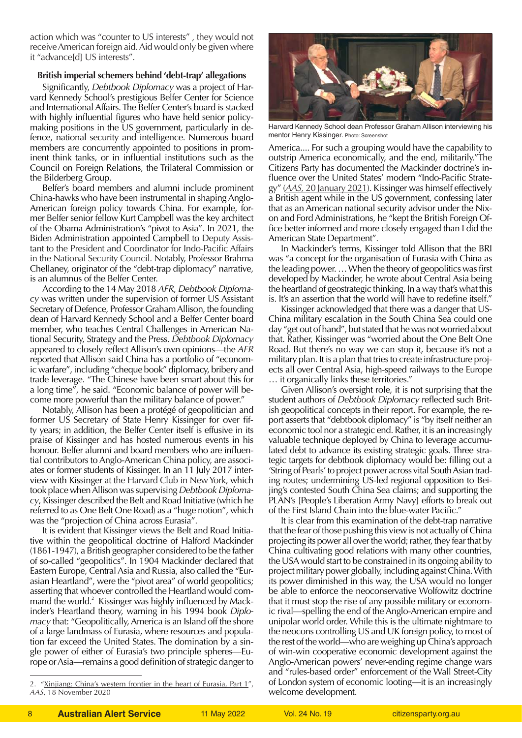action which was "counter to US interests" , they would not receive American foreign aid. Aid would only be given where it "advance[d] US interests".

### British imperial schemers behind 'debt-trap' allegations

Significantly, *Debtbook Diplomacy* was a project of Harvard Kennedy School's prestigious Belfer Center for Science and International Affairs. The Belfer Center's board is stacked with highly influential figures who have held senior policymaking positions in the US government, particularly in defence, national security and intelligence. Numerous board members are concurrently appointed to positions in prominent think tanks, or in influential institutions such as the Council on Foreign Relations, the Trilateral Commission or the Bilderberg Group.

Belfer's board members and alumni include prominent China-hawks who have been instrumental in shaping Anglo-American foreign policy towards China. For example, former Belfer senior fellow Kurt Campbell was the key architect of the Obama Administration's "pivot to Asia". In 2021, the Biden Administration appointed Campbell to Deputy Assistant to the President and Coordinator for Indo-Pacific Affairs in the National Security Council. Notably, Professor Brahma Chellaney, originator of the "debt-trap diplomacy" narrative, is an alumnus of the Belfer Center.

According to the 14 May 2018 *AFR*, *Debtbook Diplomacy* was written under the supervision of former US Assistant Secretary of Defence, Professor Graham Allison, the founding dean of Harvard Kennedy School and a Belfer Center board member, who teaches Central Challenges in American National Security, Strategy and the Press. *Debtbook Diplomacy* appeared to closely reflect Allison's own opinions—the *AFR* reported that Allison said China has a portfolio of "economic warfare", including "cheque book" diplomacy, bribery and trade leverage. "The Chinese have been smart about this for a long time", he said. "Economic balance of power will become more powerful than the military balance of power."

Notably, Allison has been a protégé of geopolitician and former US Secretary of State Henry Kissinger for over fifty years; in addition, the Belfer Center itself is effusive in its praise of Kissinger and has hosted numerous events in his honour. Belfer alumni and board members who are influential contributors to Anglo-American China policy, are associates or former students of Kissinger. In an 11 July 2017 interview with Kissinger at the Harvard Club in New York, which took place when Allison was supervising *Debtbook Diplomacy*, Kissinger described the Belt and Road Initiative (which he referred to as One Belt One Road) as a "huge notion", which was the "projection of China across Eurasia".

It is evident that Kissinger views the Belt and Road Initiative within the geopolitical doctrine of Halford Mackinder (1861-1947), a British geographer considered to be the father of so-called "geopolitics". In 1904 Mackinder declared that Eastern Europe, Central Asia and Russia, also called the "Eurasian Heartland", were the "pivot area" of world geopolitics; asserting that whoever controlled the Heartland would command the world.[2] Kissinger was highly influenced by Mackinder's Heartland theory, warning in his 1994 book *Diplomacy* that: "Geopolitically, America is an Island off the shore of a large landmass of Eurasia, where resources and population far exceed the United States. The domination by a single power of either of Eurasia's two principle spheres—Europe or Asia—remains a good definition of strategic danger to America.... For such a grouping would have the capability to outstrip America economically, and the end, militarily."The Citizens Party has documented the Mackinder doctrine's influence over the United States' modern "Indo-Pacific Strategy" (*AAS*, 20 January 2021). Kissinger was himself effectively a British agent while in the US government, confessing later that as an American national security advisor under the Nixon and Ford Administrations, he "kept the British Foreign Office better informed and more closely engaged than I did the American State Department".

Harvard Kennedy School dean Professor Graham Allison interviewing his mentor Henry Kissinger. Photo: Screenshot

In Mackinder's terms, Kissinger told Allison that the BRI was "a concept for the organisation of Eurasia with China as the leading power. … When the theory of geopolitics was first developed by Mackinder, he wrote about Central Asia being the heartland of geostrategic thinking. In a way that's what this is. It's an assertion that the world will have to redefine itself."

Kissinger acknowledged that there was a danger that US-China military escalation in the South China Sea could one day "get out of hand", but stated that he was not worried about that. Rather, Kissinger was "worried about the One Belt One Road. But there's no way we can stop it, because it's not a military plan. It is a plan that tries to create infrastructure projects all over Central Asia, high-speed railways to the Europe … it organically links these territories."

Given Allison's oversight role, it is not surprising that the student authors of *Debtbook Diplomacy* reflected such British geopolitical concepts in their report. For example, the report asserts that "debtbook diplomacy" is "by itself neither an economic tool nor a strategic end. Rather, it is an increasingly valuable technique deployed by China to leverage accumulated debt to advance its existing strategic goals. Three strategic targets for debtbook diplomacy would be: filling out a 'String of Pearls' to project power across vital South Asian trading routes; undermining US-led regional opposition to Beijing's contested South China Sea claims; and supporting the PLAN's [People's Liberation Army Navy] efforts to break out of the First Island Chain into the blue-water Pacific."

It is clear from this examination of the debt-trap narrative that the fear of those pushing this view is not actually of China projecting its power all over the world; rather, they fear that by China cultivating good relations with many other countries, the USA would start to be constrained in its ongoing ability to project military power globally, including against China. With its power diminished in this way, the USA would no longer be able to enforce the neoconservative Wolfowitz doctrine that it must stop the rise of any possible military or economic rival—spelling the end of the Anglo-American empire and unipolar world order. While this is the ultimate nightmare to the neocons controlling US and UK foreign policy, to most of the rest of the world—who are weighing up China's approach of win-win cooperative economic development against the Anglo-American powers' never-ending regime change wars and "rules-based order" enforcement of the Wall Street-City of London system of economic looting—it is an increasingly welcome development.

---

2. "Xinjiang: China's western frontier in the heart of Eurasia, Part 1", *AAS*, 18 November 2020